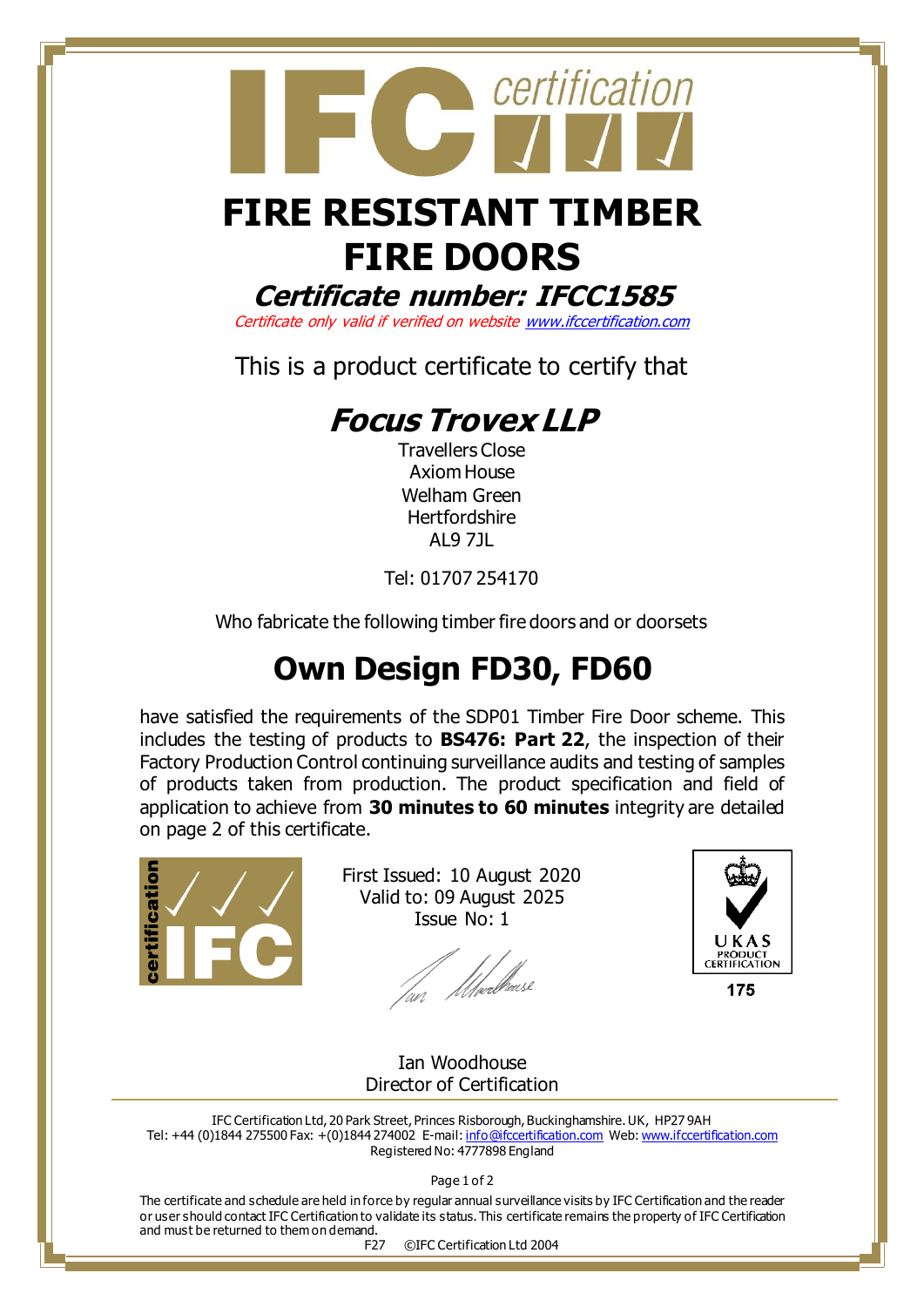# FIRE RESISTANT TIMBER FIRE DOORS

## *Certificate number: IFCC1585*

*Certificate only valid if verified on website www.ifccertification.com*

This is a product certificate to certify that

## *Focus Trovex LLP*

Travellers Close
Axiom House
Welham Green
Hertfordshire
AL9 7JL

Tel: 01707 254170

Who fabricate the following timber fire doors and or doorsets

# Own Design FD30, FD60

have satisfied the requirements of the SDP01 Timber Fire Door scheme. This includes the testing of products to **BS476: Part 22**, the inspection of their Factory Production Control continuing surveillance audits and testing of samples of products taken from production. The product specification and field of application to achieve from **30 minutes to 60 minutes** integrity are detailed on page 2 of this certificate.

First Issued: 10 August 2020
Valid to: 09 August 2025
Issue No: 1

UKAS PRODUCT CERTIFICATION
175

Ian Woodhouse
Director of Certification

IFC Certification Ltd, 20 Park Street, Princes Risborough, Buckinghamshire. UK, HP27 9AH
Tel: +44 (0)1844 275500 Fax: +(0)1844 274002 E-mail: info@ifccertification.com Web: www.ifccertification.com
Registered No: 4777898 England

The certificate and schedule are held in force by regular annual surveillance visits by IFC Certification and the reader or user should contact IFC Certification to validate its status. This certificate remains the property of IFC Certification and must be returned to them on demand.

F27 ©IFC Certification Ltd 2004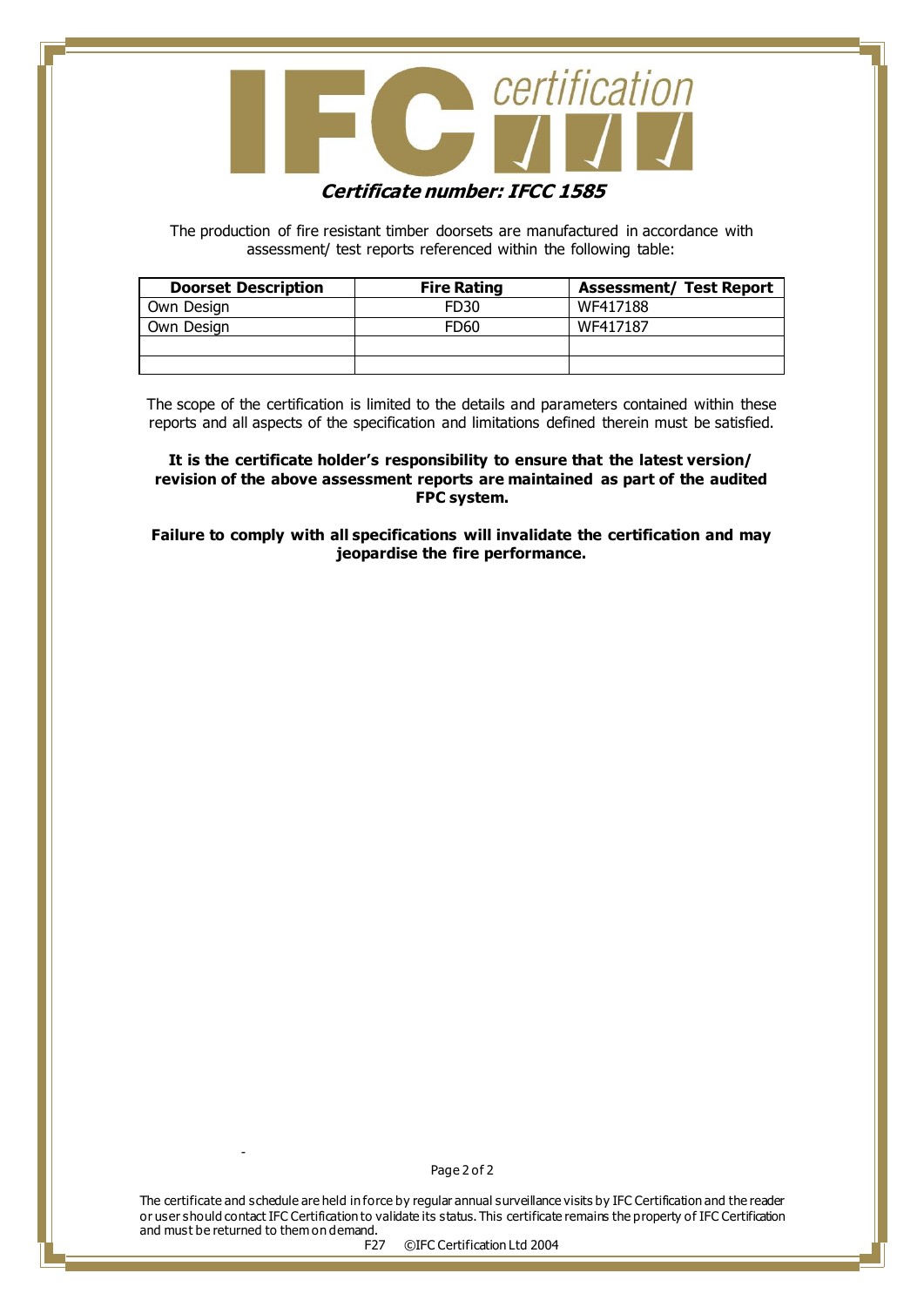**Certificate number: IFCC 1585**

The production of fire resistant timber doorsets are manufactured in accordance with assessment/ test reports referenced within the following table:

| Doorset Description | Fire Rating | Assessment/ Test Report |
|---|---|---|
| Own Design | FD30 | WF417188 |
| Own Design | FD60 | WF417187 |
| | | |
| | | |

The scope of the certification is limited to the details and parameters contained within these reports and all aspects of the specification and limitations defined therein must be satisfied.

**It is the certificate holder's responsibility to ensure that the latest version/ revision of the above assessment reports are maintained as part of the audited FPC system.**

**Failure to comply with all specifications will invalidate the certification and may jeopardise the fire performance.**

The certificate and schedule are held in force by regular annual surveillance visits by IFC Certification and the reader or user should contact IFC Certification to validate its status. This certificate remains the property of IFC Certification and must be returned to them on demand.

F27 ©IFC Certification Ltd 2004